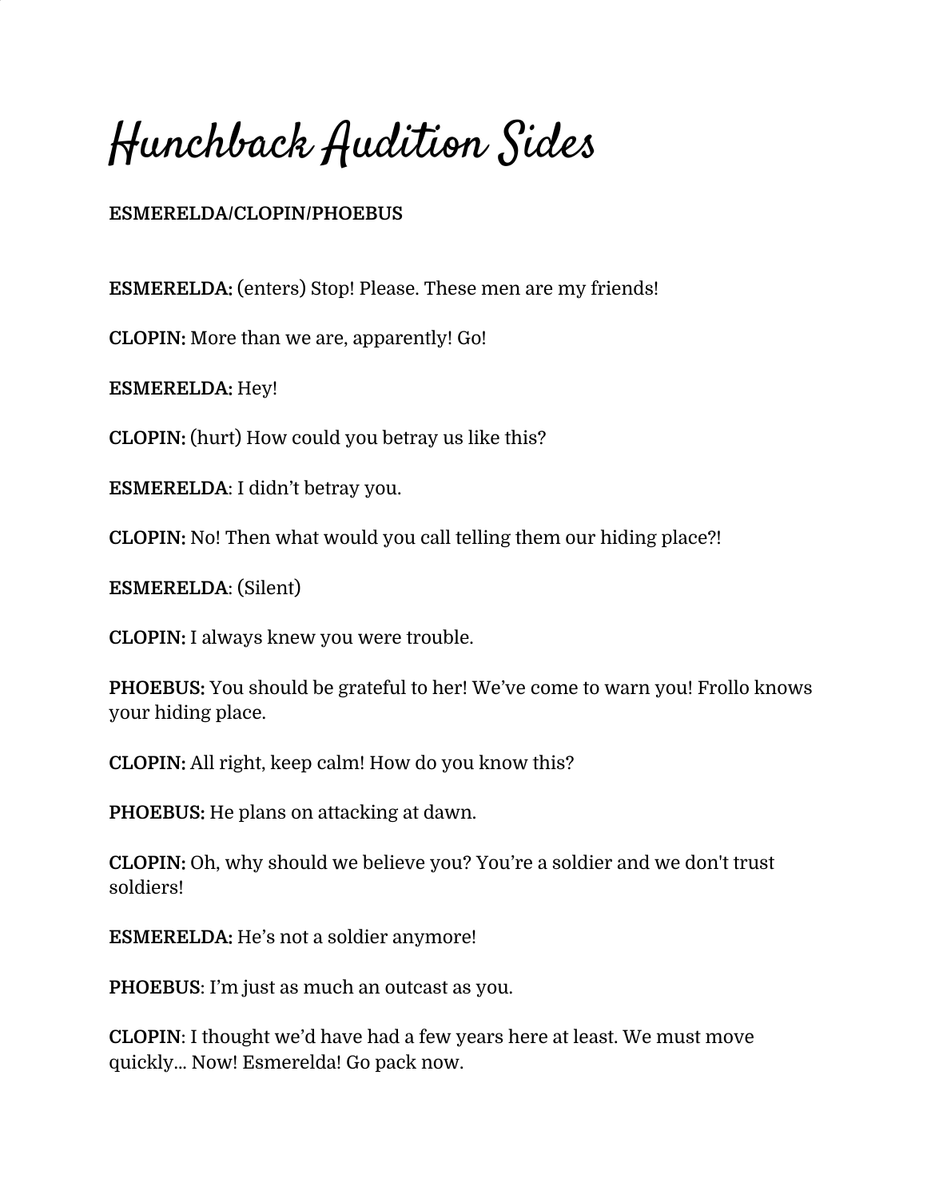# Hunchback Audition Sides

**ESMERELDA/CLOPIN/PHOEBUS**

**ESMERELDA:** (enters) Stop! Please. These men are my friends!

**CLOPIN:** More than we are, apparently! Go!

**ESMERELDA:** Hey!

**CLOPIN:** (hurt) How could you betray us like this?

**ESMERELDA**: I didn't betray you.

**CLOPIN:** No! Then what would you call telling them our hiding place?!

**ESMERELDA**: (Silent)

**CLOPIN:** I always knew you were trouble.

**PHOEBUS:** You should be grateful to her! We've come to warn you! Frollo knows your hiding place.

**CLOPIN:** All right, keep calm! How do you know this?

**PHOEBUS:** He plans on attacking at dawn.

**CLOPIN:** Oh, why should we believe you? You're a soldier and we don't trust soldiers!

**ESMERELDA:** He's not a soldier anymore!

**PHOEBUS**: I'm just as much an outcast as you.

**CLOPIN**: I thought we'd have had a few years here at least. We must move quickly... Now! Esmerelda! Go pack now.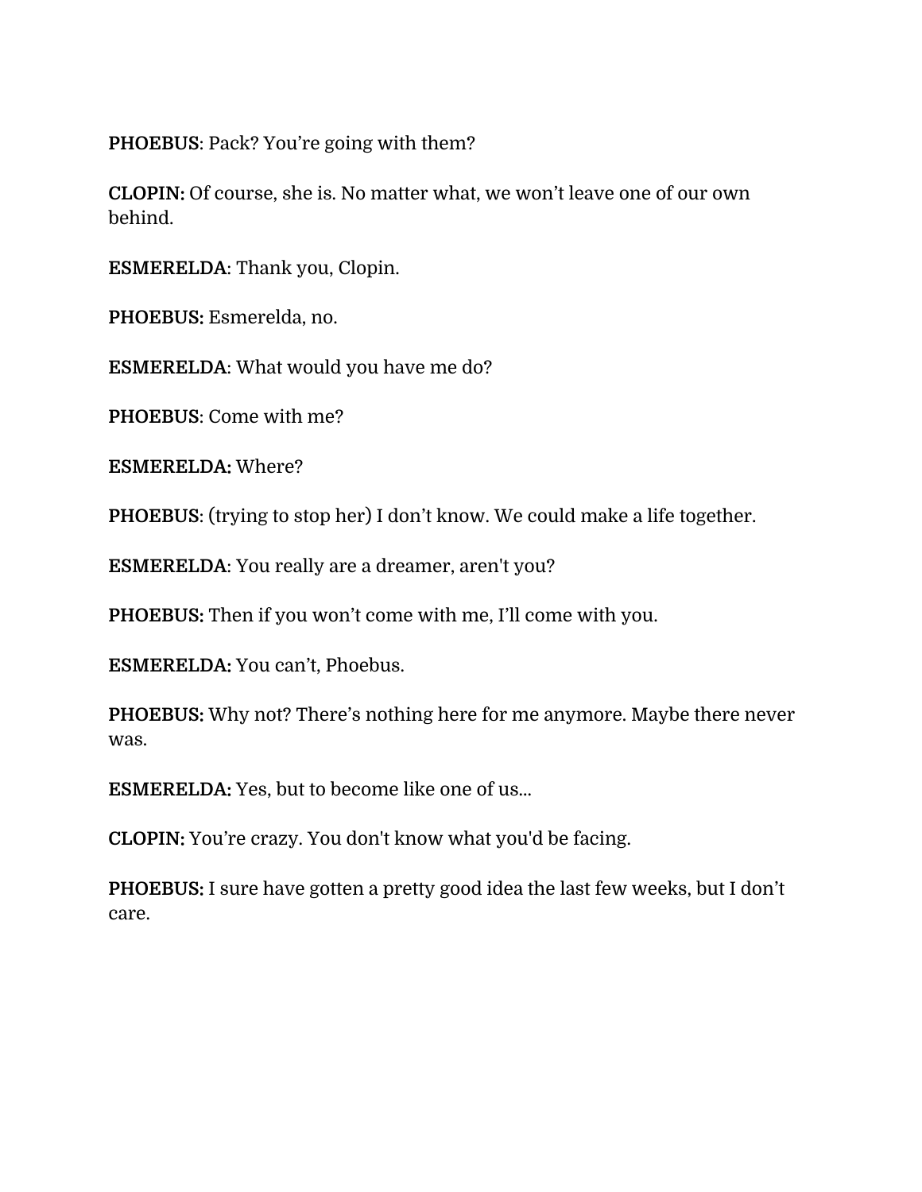**PHOEBUS**: Pack? You're going with them?

**CLOPIN:** Of course, she is. No matter what, we won't leave one of our own behind.

**ESMERELDA**: Thank you, Clopin.

**PHOEBUS:** Esmerelda, no.

**ESMERELDA**: What would you have me do?

**PHOEBUS**: Come with me?

**ESMERELDA:** Where?

**PHOEBUS**: (trying to stop her) I don't know. We could make a life together.

**ESMERELDA**: You really are a dreamer, aren't you?

**PHOEBUS:** Then if you won't come with me, I'll come with you.

**ESMERELDA:** You can't, Phoebus.

**PHOEBUS:** Why not? There's nothing here for me anymore. Maybe there never was.

**ESMERELDA:** Yes, but to become like one of us...

**CLOPIN:** You're crazy. You don't know what you'd be facing.

**PHOEBUS:** I sure have gotten a pretty good idea the last few weeks, but I don't care.